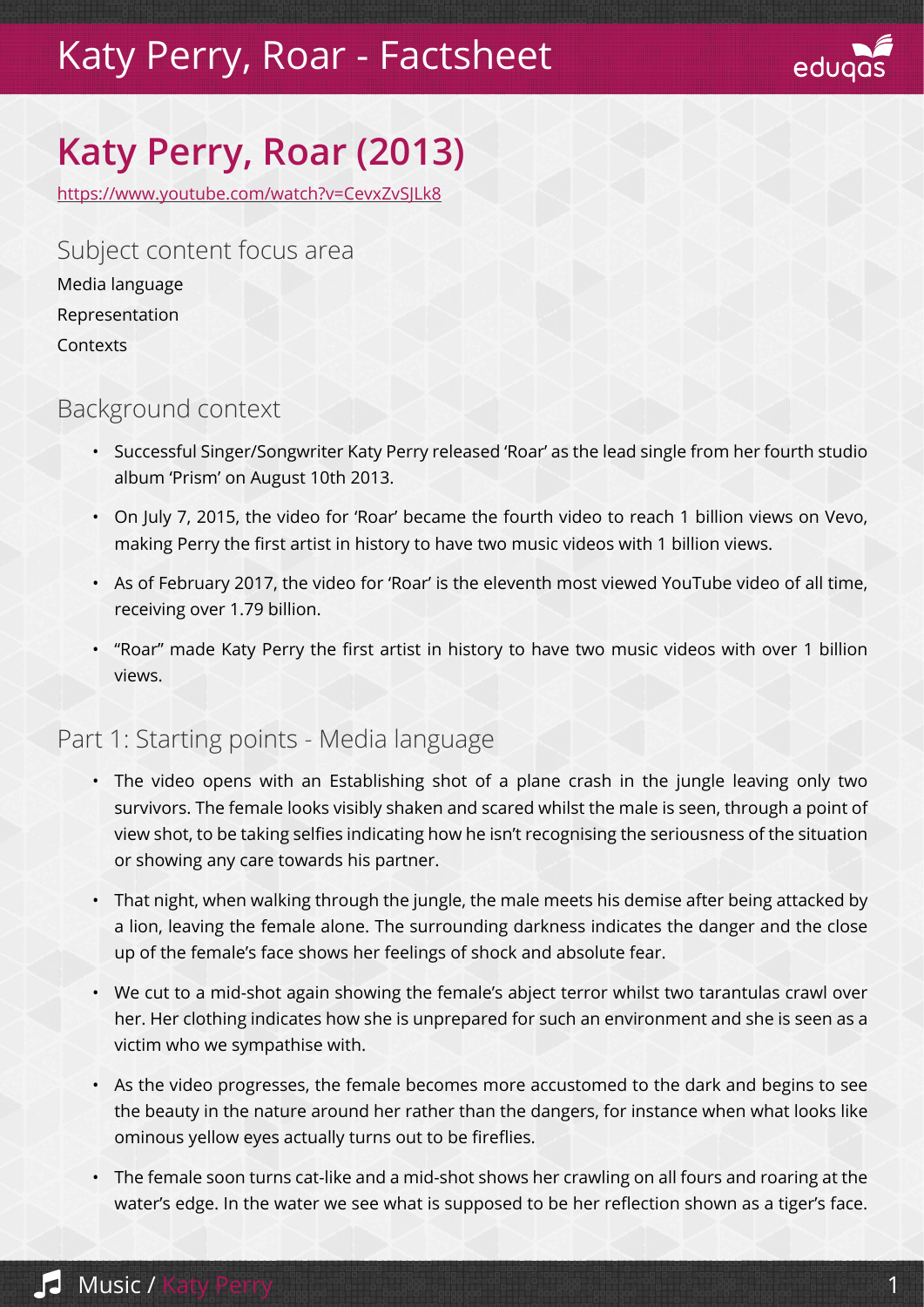# Katy Perry, Roar - Factsheet

## Katy Perry, Roar (2013)

https://www.youtube.com/watch?v=CevxZvSJLk8

### Subject content focus area

Media language

Representation

Contexts

### Background context

- Successful Singer/Songwriter Katy Perry released 'Roar' as the lead single from her fourth studio album 'Prism' on August 10th 2013.
- On July 7, 2015, the video for 'Roar' became the fourth video to reach 1 billion views on Vevo, making Perry the first artist in history to have two music videos with 1 billion views.
- As of February 2017, the video for 'Roar' is the eleventh most viewed YouTube video of all time, receiving over 1.79 billion.
- "Roar" made Katy Perry the first artist in history to have two music videos with over 1 billion views.

### Part 1: Starting points - Media language

- The video opens with an Establishing shot of a plane crash in the jungle leaving only two survivors. The female looks visibly shaken and scared whilst the male is seen, through a point of view shot, to be taking selfies indicating how he isn't recognising the seriousness of the situation or showing any care towards his partner.
- That night, when walking through the jungle, the male meets his demise after being attacked by a lion, leaving the female alone. The surrounding darkness indicates the danger and the close up of the female's face shows her feelings of shock and absolute fear.
- We cut to a mid-shot again showing the female's abject terror whilst two tarantulas crawl over her. Her clothing indicates how she is unprepared for such an environment and she is seen as a victim who we sympathise with.
- As the video progresses, the female becomes more accustomed to the dark and begins to see the beauty in the nature around her rather than the dangers, for instance when what looks like ominous yellow eyes actually turns out to be fireflies.
- The female soon turns cat-like and a mid-shot shows her crawling on all fours and roaring at the water's edge. In the water we see what is supposed to be her reflection shown as a tiger's face.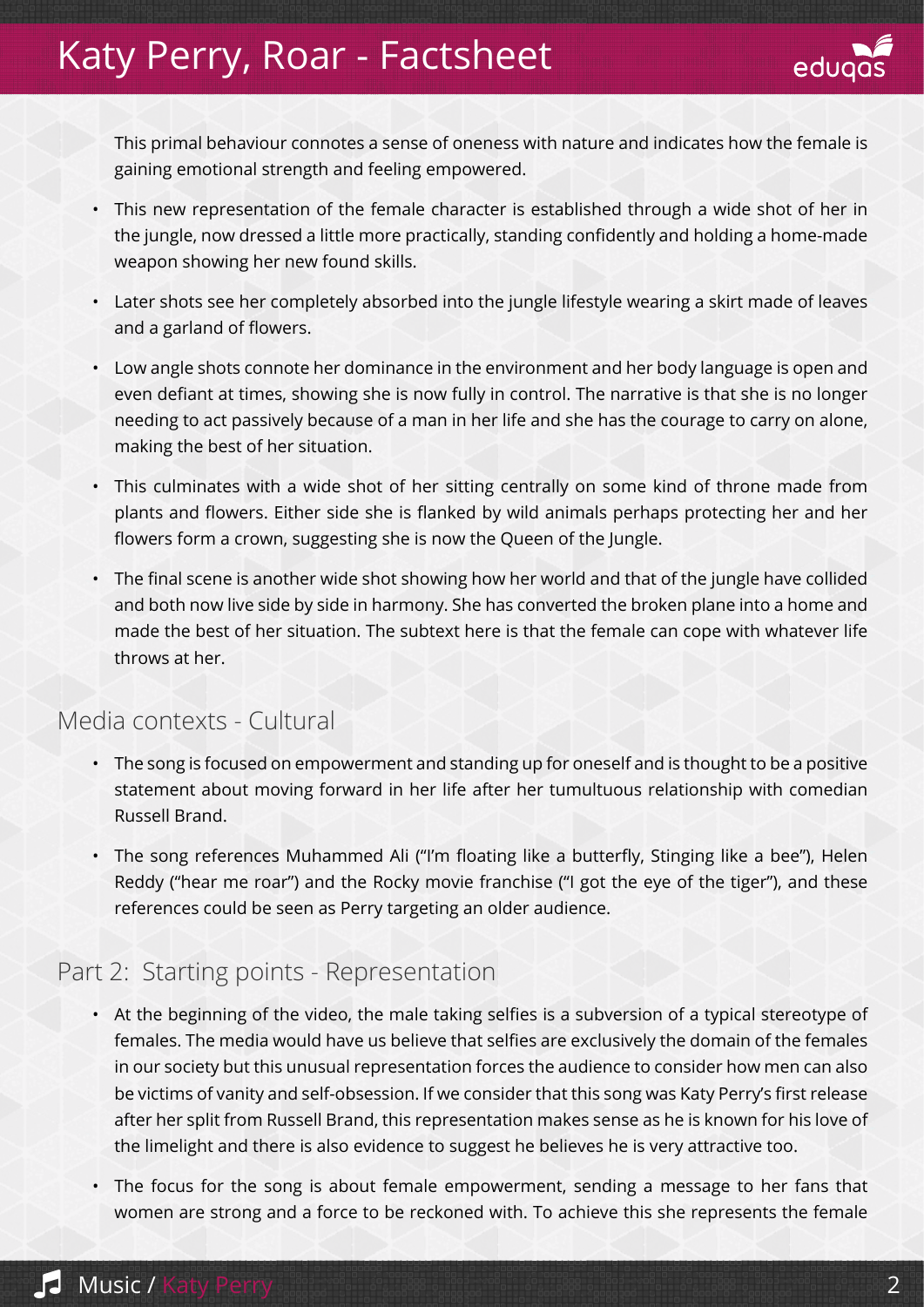This primal behaviour connotes a sense of oneness with nature and indicates how the female is gaining emotional strength and feeling empowered.

- This new representation of the female character is established through a wide shot of her in the jungle, now dressed a little more practically, standing confidently and holding a home-made weapon showing her new found skills.
- Later shots see her completely absorbed into the jungle lifestyle wearing a skirt made of leaves and a garland of flowers.
- Low angle shots connote her dominance in the environment and her body language is open and even defiant at times, showing she is now fully in control. The narrative is that she is no longer needing to act passively because of a man in her life and she has the courage to carry on alone, making the best of her situation.
- This culminates with a wide shot of her sitting centrally on some kind of throne made from plants and flowers. Either side she is flanked by wild animals perhaps protecting her and her flowers form a crown, suggesting she is now the Queen of the Jungle.
- The final scene is another wide shot showing how her world and that of the jungle have collided and both now live side by side in harmony. She has converted the broken plane into a home and made the best of her situation. The subtext here is that the female can cope with whatever life throws at her.

## Media contexts - Cultural

- The song is focused on empowerment and standing up for oneself and is thought to be a positive statement about moving forward in her life after her tumultuous relationship with comedian Russell Brand.
- The song references Muhammed Ali ("I'm floating like a butterfly, Stinging like a bee"), Helen Reddy ("hear me roar") and the Rocky movie franchise ("I got the eye of the tiger"), and these references could be seen as Perry targeting an older audience.

## Part 2: Starting points - Representation

- At the beginning of the video, the male taking selfies is a subversion of a typical stereotype of females. The media would have us believe that selfies are exclusively the domain of the females in our society but this unusual representation forces the audience to consider how men can also be victims of vanity and self-obsession. If we consider that this song was Katy Perry's first release after her split from Russell Brand, this representation makes sense as he is known for his love of the limelight and there is also evidence to suggest he believes he is very attractive too.
- The focus for the song is about female empowerment, sending a message to her fans that women are strong and a force to be reckoned with. To achieve this she represents the female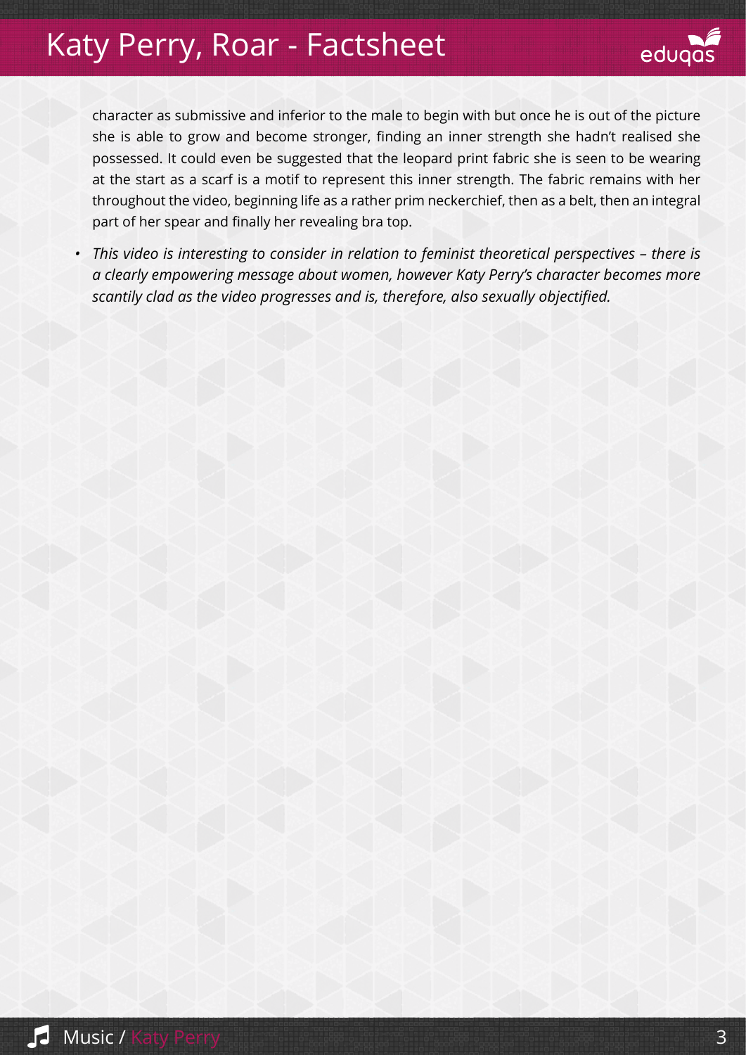character as submissive and inferior to the male to begin with but once he is out of the picture she is able to grow and become stronger, finding an inner strength she hadn't realised she possessed. It could even be suggested that the leopard print fabric she is seen to be wearing at the start as a scarf is a motif to represent this inner strength. The fabric remains with her throughout the video, beginning life as a rather prim neckerchief, then as a belt, then an integral part of her spear and finally her revealing bra top.

- *This video is interesting to consider in relation to feminist theoretical perspectives – there is a clearly empowering message about women, however Katy Perry's character becomes more scantily clad as the video progresses and is, therefore, also sexually objectified.*